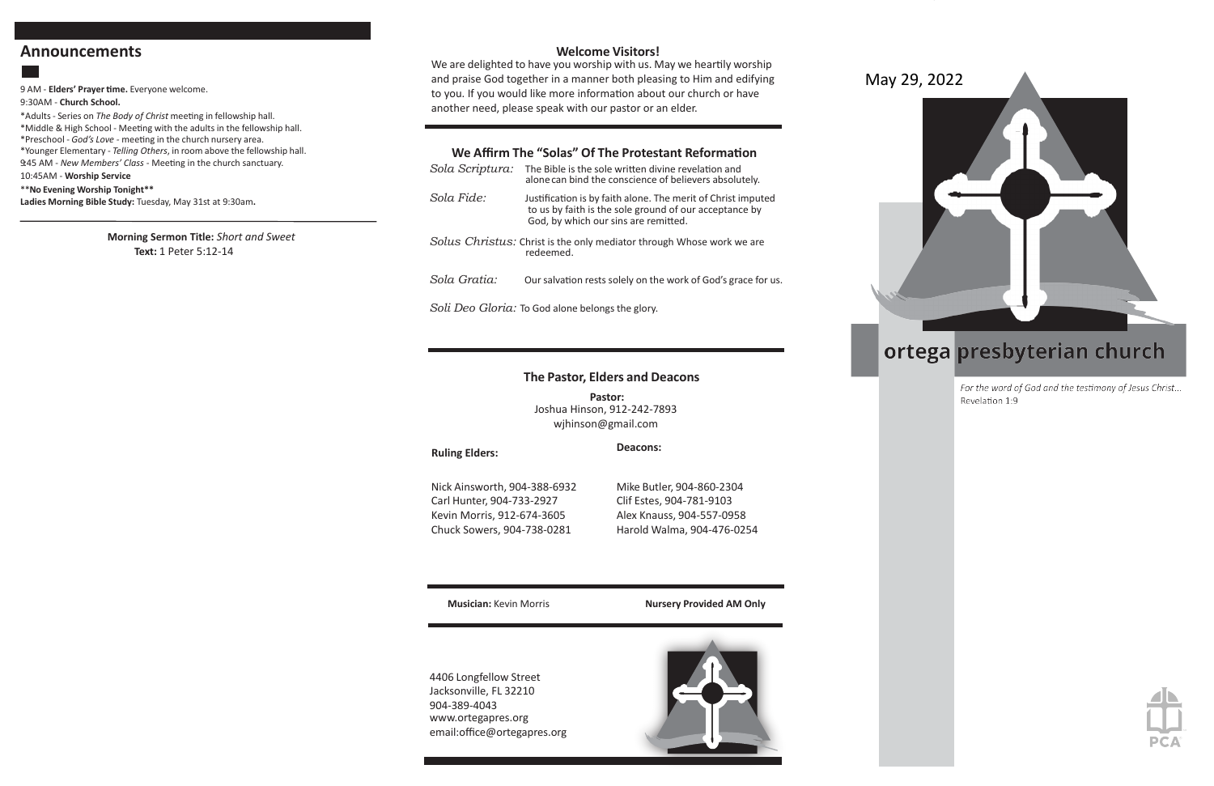## Announcements

9 AM - **Elders' Prayer time.** Everyone welcome.
9:30AM - **Church School.**
*Adults - Series on *The Body of Christ* meeting in fellowship hall.
*Middle & High School - Meeting with the adults in the fellowship hall.
*Preschool - *God's Love* - meeting in the church nursery area.
*Younger Elementary - *Telling Others*, in room above the fellowship hall.
9:45 AM - *New Members' Class* - Meeting in the church sanctuary.
10:45AM - **Worship Service**
****No Evening Worship Tonight****
**Ladies Morning Bible Study:** Tuesday, May 31st at 9:30am**.**

**Morning Sermon Title:** *Short and Sweet*
**Text:** 1 Peter 5:12-14

### Welcome Visitors!

We are delighted to have you worship with us. May we heartily worship and praise God together in a manner both pleasing to Him and edifying to you. If you would like more information about our church or have another need, please speak with our pastor or an elder.

### We Affirm The "Solas" Of The Protestant Reformation

*Sola Scriptura:* The Bible is the sole written divine revelation and alone can bind the conscience of believers absolutely.

*Sola Fide:* Justification is by faith alone. The merit of Christ imputed to us by faith is the sole ground of our acceptance by God, by which our sins are remitted.

*Solus Christus:* Christ is the only mediator through Whose work we are redeemed.

*Sola Gratia:* Our salvation rests solely on the work of God's grace for us.

*Soli Deo Gloria:* To God alone belongs the glory.

### The Pastor, Elders and Deacons

**Pastor:**
Joshua Hinson, 912-242-7893
wjhinson@gmail.com

**Ruling Elders:**
Nick Ainsworth, 904-388-6932
Carl Hunter, 904-733-2927
Kevin Morris, 912-674-3605
Chuck Sowers, 904-738-0281

**Deacons:**
Mike Butler, 904-860-2304
Clif Estes, 904-781-9103
Alex Knauss, 904-557-0958
Harold Walma, 904-476-0254

**Musician:** Kevin Morris

**Nursery Provided AM Only**

4406 Longfellow Street
Jacksonville, FL 32210
904-389-4043
www.ortegapres.org
email:office@ortegapres.org

May 29, 2022

# ortega presbyterian church

*For the word of God and the testimony of Jesus Christ...*
Revelation 1:9

PCA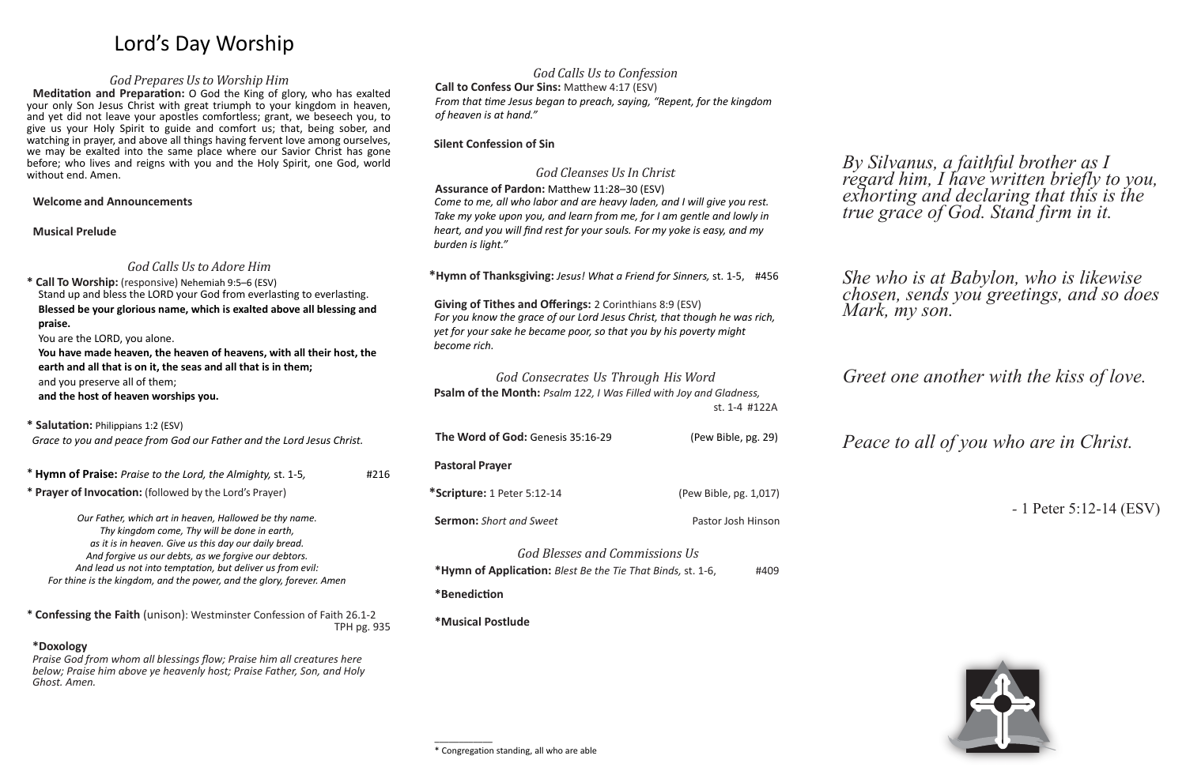# Lord's Day Worship

*God Prepares Us to Worship Him*

**Meditation and Preparation:** O God the King of glory, who has exalted your only Son Jesus Christ with great triumph to your kingdom in heaven, and yet did not leave your apostles comfortless; grant, we beseech you, to give us your Holy Spirit to guide and comfort us; that, being sober, and watching in prayer, and above all things having fervent love among ourselves, we may be exalted into the same place where our Savior Christ has gone before; who lives and reigns with you and the Holy Spirit, one God, world without end. Amen.

**Welcome and Announcements**

**Musical Prelude**

*God Calls Us to Adore Him*

\* **Call To Worship:** (responsive) Nehemiah 9:5–6 (ESV)

Stand up and bless the LORD your God from everlasting to everlasting.

**Blessed be your glorious name, which is exalted above all blessing and praise.**

You are the LORD, you alone.

**You have made heaven, the heaven of heavens, with all their host, the earth and all that is on it, the seas and all that is in them;**

and you preserve all of them;

**and the host of heaven worships you.**

\* **Salutation:** Philippians 1:2 (ESV)

*Grace to you and peace from God our Father and the Lord Jesus Christ.*

\* **Hymn of Praise:** *Praise to the Lord, the Almighty,* st. 1-5, #216

\* **Prayer of Invocation:** (followed by the Lord's Prayer)

*Our Father, which art in heaven, Hallowed be thy name.*
*Thy kingdom come, Thy will be done in earth,*
*as it is in heaven. Give us this day our daily bread.*
*And forgive us our debts, as we forgive our debtors.*
*And lead us not into temptation, but deliver us from evil:*
*For thine is the kingdom, and the power, and the glory, forever. Amen*

\* **Confessing the Faith** (unison): Westminster Confession of Faith 26.1-2 TPH pg. 935

**\*Doxology**

*Praise God from whom all blessings flow; Praise him all creatures here below; Praise him above ye heavenly host; Praise Father, Son, and Holy Ghost. Amen.*

*God Calls Us to Confession*

**Call to Confess Our Sins:** Matthew 4:17 (ESV)

*From that time Jesus began to preach, saying, "Repent, for the kingdom of heaven is at hand."*

**Silent Confession of Sin**

*God Cleanses Us In Christ*

**Assurance of Pardon:** Matthew 11:28–30 (ESV)

*Come to me, all who labor and are heavy laden, and I will give you rest. Take my yoke upon you, and learn from me, for I am gentle and lowly in heart, and you will find rest for your souls. For my yoke is easy, and my burden is light."*

**\*Hymn of Thanksgiving:** *Jesus! What a Friend for Sinners,* st. 1-5, #456

**Giving of Tithes and Offerings:** 2 Corinthians 8:9 (ESV)

*For you know the grace of our Lord Jesus Christ, that though he was rich, yet for your sake he became poor, so that you by his poverty might become rich.*

*God Consecrates Us Through His Word*

**Psalm of the Month:** *Psalm 122, I Was Filled with Joy and Gladness,* st. 1-4 #122A

**The Word of God:** Genesis 35:16-29 (Pew Bible, pg. 29)

**Pastoral Prayer**

**\*Scripture:** 1 Peter 5:12-14 (Pew Bible, pg. 1,017)

**Sermon:** *Short and Sweet* Pastor Josh Hinson

*God Blesses and Commissions Us*

**\*Hymn of Application:** *Blest Be the Tie That Binds,* st. 1-6, #409

**\*Benediction**

**\*Musical Postlude**

\* Congregation standing, all who are able

*By Silvanus, a faithful brother as I regard him, I have written briefly to you, exhorting and declaring that this is the true grace of God. Stand firm in it.*

*She who is at Babylon, who is likewise chosen, sends you greetings, and so does Mark, my son.*

*Greet one another with the kiss of love.*

*Peace to all of you who are in Christ.*

\- 1 Peter 5:12-14 (ESV)